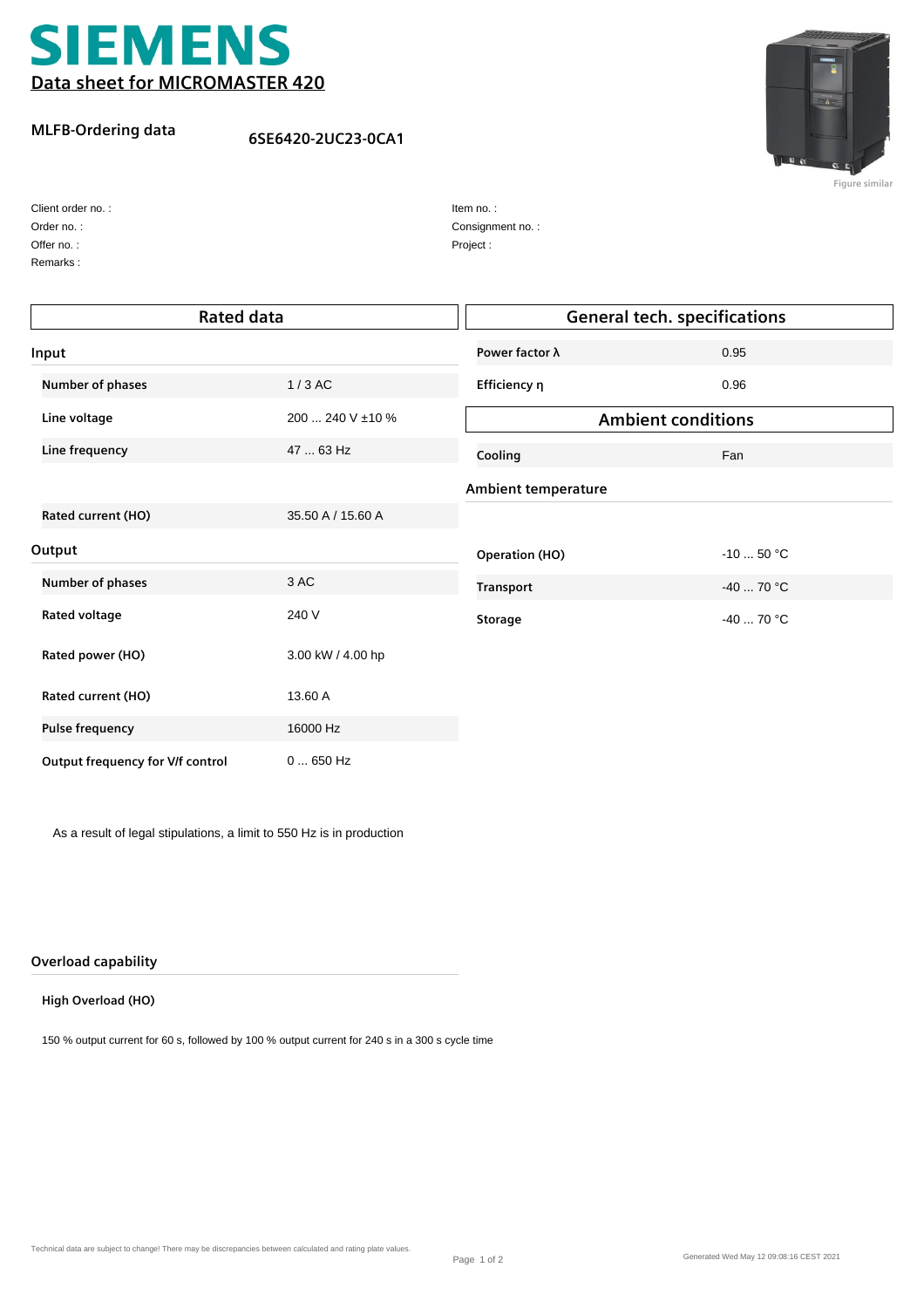# SIEMENS

## Data sheet for MICROMASTER 420

**MLFB-Ordering data** 6SE6420-2UC23-0CA1

Figure similar

Client order no. :
Order no. :
Offer no. :
Remarks :

Item no. :
Consignment no. :
Project :

## Rated data

### Input

| | |
|---|---|
| **Number of phases** | 1 / 3 AC |
| **Line voltage** | 200 ... 240 V ±10 % |
| **Line frequency** | 47 ... 63 Hz |
| **Rated current (HO)** | 35.50 A / 15.60 A |

### Output

| | |
|---|---|
| **Number of phases** | 3 AC |
| **Rated voltage** | 240 V |
| **Rated power (HO)** | 3.00 kW / 4.00 hp |
| **Rated current (HO)** | 13.60 A |
| **Pulse frequency** | 16000 Hz |
| **Output frequency for V/f control** | 0 ... 650 Hz |

As a result of legal stipulations, a limit to 550 Hz is in production

### Overload capability

**High Overload (HO)**

150 % output current for 60 s, followed by 100 % output current for 240 s in a 300 s cycle time

## General tech. specifications

| | |
|---|---|
| **Power factor λ** | 0.95 |
| **Efficiency η** | 0.96 |

## Ambient conditions

| | |
|---|---|
| **Cooling** | Fan |

### Ambient temperature

| | |
|---|---|
| **Operation (HO)** | -10 ... 50 °C |
| **Transport** | -40 ... 70 °C |
| **Storage** | -40 ... 70 °C |

Technical data are subject to change! There may be discrepancies between calculated and rating plate values.

Generated Wed May 12 09:08:16 CEST 2021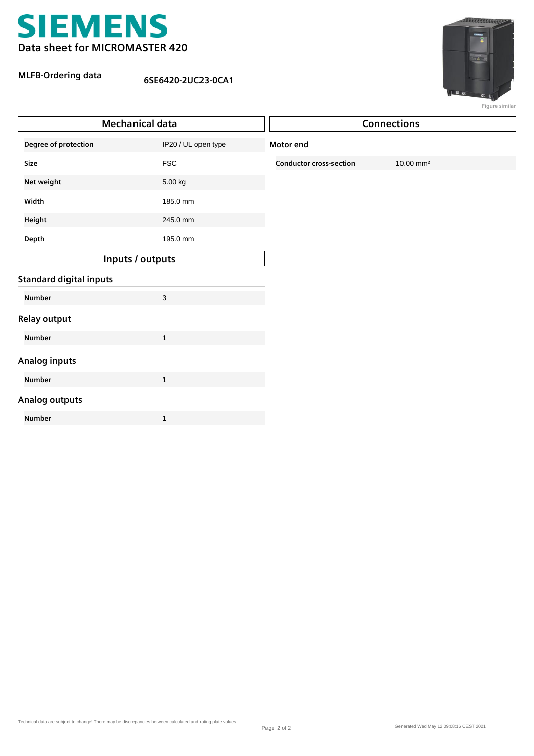# SIEMENS

**Data sheet for MICROMASTER 420**

**MLFB-Ordering data** 6SE6420-2UC23-0CA1

Figure similar

## Mechanical data

| | |
|---|---|
| **Degree of protection** | IP20 / UL open type |
| **Size** | FSC |
| **Net weight** | 5.00 kg |
| **Width** | 185.0 mm |
| **Height** | 245.0 mm |
| **Depth** | 195.0 mm |

## Inputs / outputs

### Standard digital inputs

| | |
|---|---|
| **Number** | 3 |

### Relay output

| | |
|---|---|
| **Number** | 1 |

### Analog inputs

| | |
|---|---|
| **Number** | 1 |

### Analog outputs

| | |
|---|---|
| **Number** | 1 |

## Connections

### Motor end

| | |
|---|---|
| **Conductor cross-section** | 10.00 mm² |

Technical data are subject to change! There may be discrepancies between calculated and rating plate values.

Generated Wed May 12 09:08:16 CEST 2021